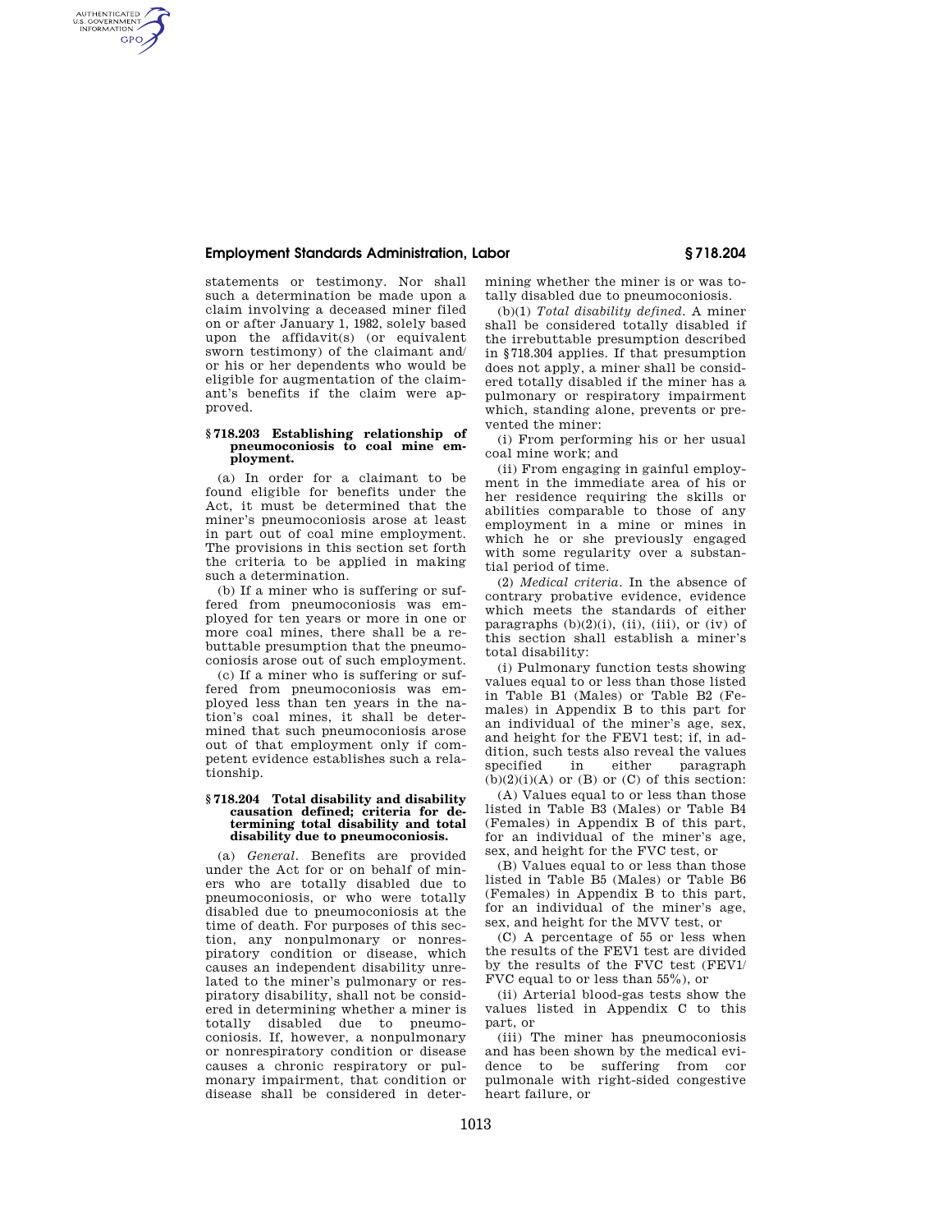statements or testimony. Nor shall such a determination be made upon a claim involving a deceased miner filed on or after January 1, 1982, solely based upon the affidavit(s) (or equivalent sworn testimony) of the claimant and/or his or her dependents who would be eligible for augmentation of the claimant's benefits if the claim were approved.

### § 718.203 Establishing relationship of pneumoconiosis to coal mine employment.

(a) In order for a claimant to be found eligible for benefits under the Act, it must be determined that the miner's pneumoconiosis arose at least in part out of coal mine employment. The provisions in this section set forth the criteria to be applied in making such a determination.

(b) If a miner who is suffering or suffered from pneumoconiosis was employed for ten years or more in one or more coal mines, there shall be a rebuttable presumption that the pneumoconiosis arose out of such employment.

(c) If a miner who is suffering or suffered from pneumoconiosis was employed less than ten years in the nation's coal mines, it shall be determined that such pneumoconiosis arose out of that employment only if competent evidence establishes such a relationship.

### § 718.204 Total disability and disability causation defined; criteria for determining total disability and total disability due to pneumoconiosis.

(a) *General.* Benefits are provided under the Act for or on behalf of miners who are totally disabled due to pneumoconiosis, or who were totally disabled due to pneumoconiosis at the time of death. For purposes of this section, any nonpulmonary or nonrespiratory condition or disease, which causes an independent disability unrelated to the miner's pulmonary or respiratory disability, shall not be considered in determining whether a miner is totally disabled due to pneumoconiosis. If, however, a nonpulmonary or nonrespiratory condition or disease causes a chronic respiratory or pulmonary impairment, that condition or disease shall be considered in determining whether the miner is or was totally disabled due to pneumoconiosis.

(b)(1) *Total disability defined.* A miner shall be considered totally disabled if the irrebuttable presumption described in §718.304 applies. If that presumption does not apply, a miner shall be considered totally disabled if the miner has a pulmonary or respiratory impairment which, standing alone, prevents or prevented the miner:

(i) From performing his or her usual coal mine work; and

(ii) From engaging in gainful employment in the immediate area of his or her residence requiring the skills or abilities comparable to those of any employment in a mine or mines in which he or she previously engaged with some regularity over a substantial period of time.

(2) *Medical criteria.* In the absence of contrary probative evidence, evidence which meets the standards of either paragraphs (b)(2)(i), (ii), (iii), or (iv) of this section shall establish a miner's total disability:

(i) Pulmonary function tests showing values equal to or less than those listed in Table B1 (Males) or Table B2 (Females) in Appendix B to this part for an individual of the miner's age, sex, and height for the FEV1 test; if, in addition, such tests also reveal the values specified in either paragraph (b)(2)(i)(A) or (B) or (C) of this section:

(A) Values equal to or less than those listed in Table B3 (Males) or Table B4 (Females) in Appendix B of this part, for an individual of the miner's age, sex, and height for the FVC test, or

(B) Values equal to or less than those listed in Table B5 (Males) or Table B6 (Females) in Appendix B to this part, for an individual of the miner's age, sex, and height for the MVV test, or

(C) A percentage of 55 or less when the results of the FEV1 test are divided by the results of the FVC test (FEV1/FVC equal to or less than 55%), or

(ii) Arterial blood-gas tests show the values listed in Appendix C to this part, or

(iii) The miner has pneumoconiosis and has been shown by the medical evidence to be suffering from cor pulmonale with right-sided congestive heart failure, or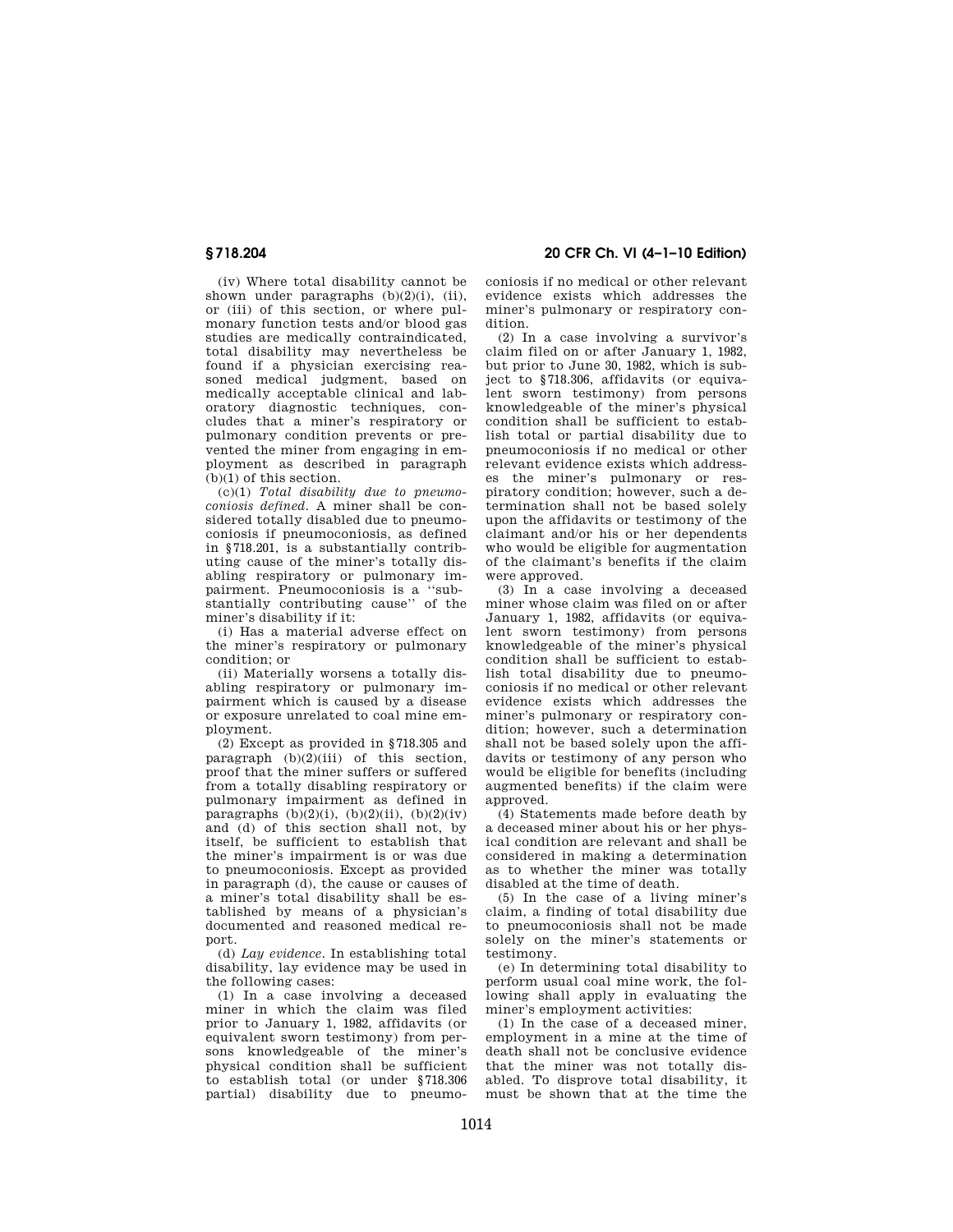(iv) Where total disability cannot be shown under paragraphs (b)(2)(i), (ii), or (iii) of this section, or where pulmonary function tests and/or blood gas studies are medically contraindicated, total disability may nevertheless be found if a physician exercising reasoned medical judgment, based on medically acceptable clinical and laboratory diagnostic techniques, concludes that a miner's respiratory or pulmonary condition prevents or prevented the miner from engaging in employment as described in paragraph (b)(1) of this section.

(c)(1) *Total disability due to pneumoconiosis defined.* A miner shall be considered totally disabled due to pneumoconiosis if pneumoconiosis, as defined in §718.201, is a substantially contributing cause of the miner's totally disabling respiratory or pulmonary impairment. Pneumoconiosis is a ''substantially contributing cause'' of the miner's disability if it:

(i) Has a material adverse effect on the miner's respiratory or pulmonary condition; or

(ii) Materially worsens a totally disabling respiratory or pulmonary impairment which is caused by a disease or exposure unrelated to coal mine employment.

(2) Except as provided in §718.305 and paragraph (b)(2)(iii) of this section, proof that the miner suffers or suffered from a totally disabling respiratory or pulmonary impairment as defined in paragraphs (b)(2)(i), (b)(2)(ii), (b)(2)(iv) and (d) of this section shall not, by itself, be sufficient to establish that the miner's impairment is or was due to pneumoconiosis. Except as provided in paragraph (d), the cause or causes of a miner's total disability shall be established by means of a physician's documented and reasoned medical report.

(d) *Lay evidence.* In establishing total disability, lay evidence may be used in the following cases:

(1) In a case involving a deceased miner in which the claim was filed prior to January 1, 1982, affidavits (or equivalent sworn testimony) from persons knowledgeable of the miner's physical condition shall be sufficient to establish total (or under §718.306 partial) disability due to pneumoconiosis if no medical or other relevant evidence exists which addresses the miner's pulmonary or respiratory condition.

(2) In a case involving a survivor's claim filed on or after January 1, 1982, but prior to June 30, 1982, which is subject to §718.306, affidavits (or equivalent sworn testimony) from persons knowledgeable of the miner's physical condition shall be sufficient to establish total or partial disability due to pneumoconiosis if no medical or other relevant evidence exists which addresses the miner's pulmonary or respiratory condition; however, such a determination shall not be based solely upon the affidavits or testimony of the claimant and/or his or her dependents who would be eligible for augmentation of the claimant's benefits if the claim were approved.

(3) In a case involving a deceased miner whose claim was filed on or after January 1, 1982, affidavits (or equivalent sworn testimony) from persons knowledgeable of the miner's physical condition shall be sufficient to establish total disability due to pneumoconiosis if no medical or other relevant evidence exists which addresses the miner's pulmonary or respiratory condition; however, such a determination shall not be based solely upon the affidavits or testimony of any person who would be eligible for benefits (including augmented benefits) if the claim were approved.

(4) Statements made before death by a deceased miner about his or her physical condition are relevant and shall be considered in making a determination as to whether the miner was totally disabled at the time of death.

(5) In the case of a living miner's claim, a finding of total disability due to pneumoconiosis shall not be made solely on the miner's statements or testimony.

(e) In determining total disability to perform usual coal mine work, the following shall apply in evaluating the miner's employment activities:

(1) In the case of a deceased miner, employment in a mine at the time of death shall not be conclusive evidence that the miner was not totally disabled. To disprove total disability, it must be shown that at the time the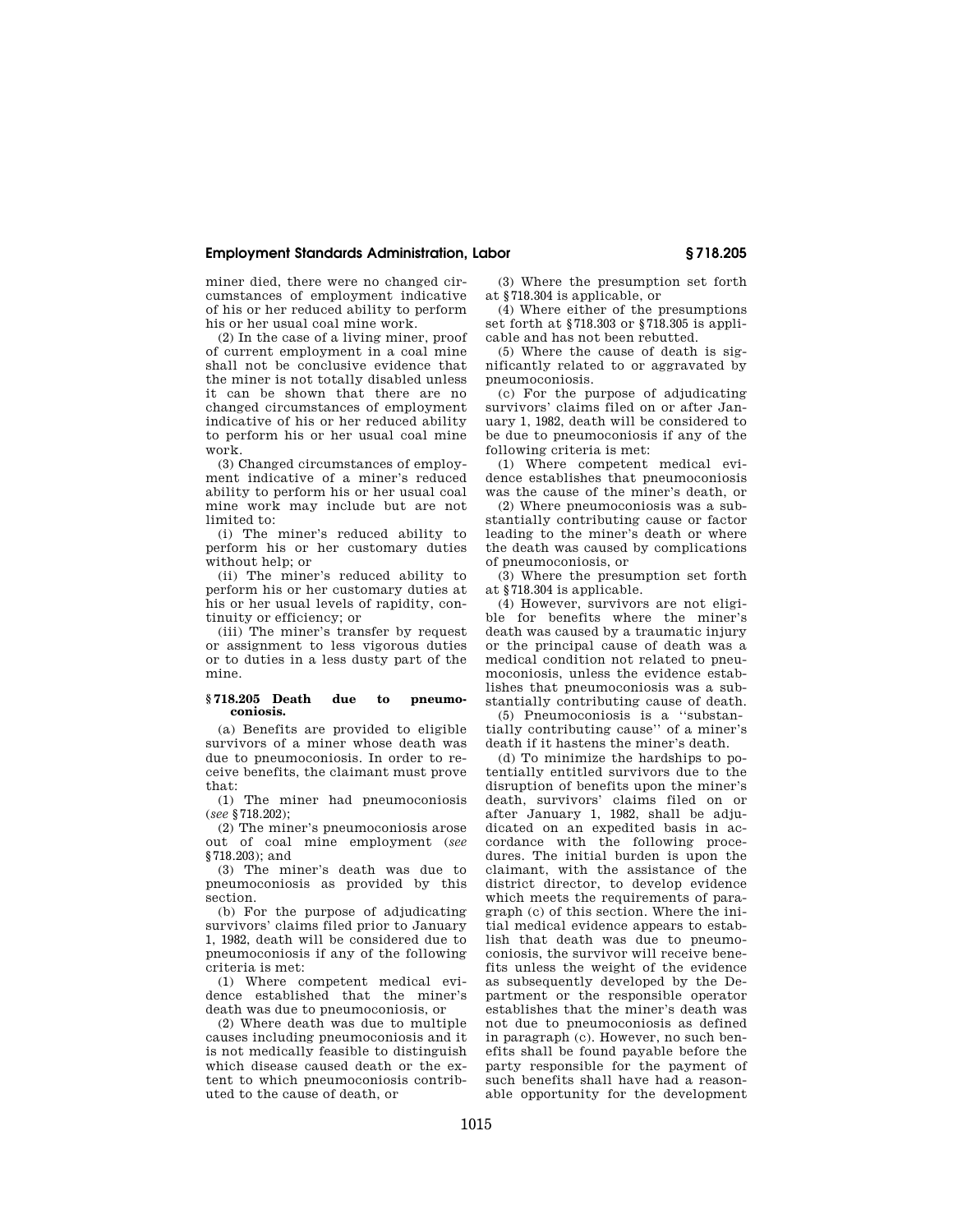miner died, there were no changed circumstances of employment indicative of his or her reduced ability to perform his or her usual coal mine work.

(2) In the case of a living miner, proof of current employment in a coal mine shall not be conclusive evidence that the miner is not totally disabled unless it can be shown that there are no changed circumstances of employment indicative of his or her reduced ability to perform his or her usual coal mine work.

(3) Changed circumstances of employment indicative of a miner's reduced ability to perform his or her usual coal mine work may include but are not limited to:

(i) The miner's reduced ability to perform his or her customary duties without help; or

(ii) The miner's reduced ability to perform his or her customary duties at his or her usual levels of rapidity, continuity or efficiency; or

(iii) The miner's transfer by request or assignment to less vigorous duties or to duties in a less dusty part of the mine.

### § 718.205 Death due to pneumoconiosis.

(a) Benefits are provided to eligible survivors of a miner whose death was due to pneumoconiosis. In order to receive benefits, the claimant must prove that:

(1) The miner had pneumoconiosis (*see* § 718.202);

(2) The miner's pneumoconiosis arose out of coal mine employment (*see* § 718.203); and

(3) The miner's death was due to pneumoconiosis as provided by this section.

(b) For the purpose of adjudicating survivors' claims filed prior to January 1, 1982, death will be considered due to pneumoconiosis if any of the following criteria is met:

(1) Where competent medical evidence established that the miner's death was due to pneumoconiosis, or

(2) Where death was due to multiple causes including pneumoconiosis and it is not medically feasible to distinguish which disease caused death or the extent to which pneumoconiosis contributed to the cause of death, or

(3) Where the presumption set forth at § 718.304 is applicable, or

(4) Where either of the presumptions set forth at § 718.303 or § 718.305 is applicable and has not been rebutted.

(5) Where the cause of death is significantly related to or aggravated by pneumoconiosis.

(c) For the purpose of adjudicating survivors' claims filed on or after January 1, 1982, death will be considered to be due to pneumoconiosis if any of the following criteria is met:

(1) Where competent medical evidence establishes that pneumoconiosis was the cause of the miner's death, or

(2) Where pneumoconiosis was a substantially contributing cause or factor leading to the miner's death or where the death was caused by complications of pneumoconiosis, or

(3) Where the presumption set forth at § 718.304 is applicable.

(4) However, survivors are not eligible for benefits where the miner's death was caused by a traumatic injury or the principal cause of death was a medical condition not related to pneumoconiosis, unless the evidence establishes that pneumoconiosis was a substantially contributing cause of death.

(5) Pneumoconiosis is a "substantially contributing cause" of a miner's death if it hastens the miner's death.

(d) To minimize the hardships to potentially entitled survivors due to the disruption of benefits upon the miner's death, survivors' claims filed on or after January 1, 1982, shall be adjudicated on an expedited basis in accordance with the following procedures. The initial burden is upon the claimant, with the assistance of the district director, to develop evidence which meets the requirements of paragraph (c) of this section. Where the initial medical evidence appears to establish that death was due to pneumoconiosis, the survivor will receive benefits unless the weight of the evidence as subsequently developed by the Department or the responsible operator establishes that the miner's death was not due to pneumoconiosis as defined in paragraph (c). However, no such benefits shall be found payable before the party responsible for the payment of such benefits shall have had a reasonable opportunity for the development